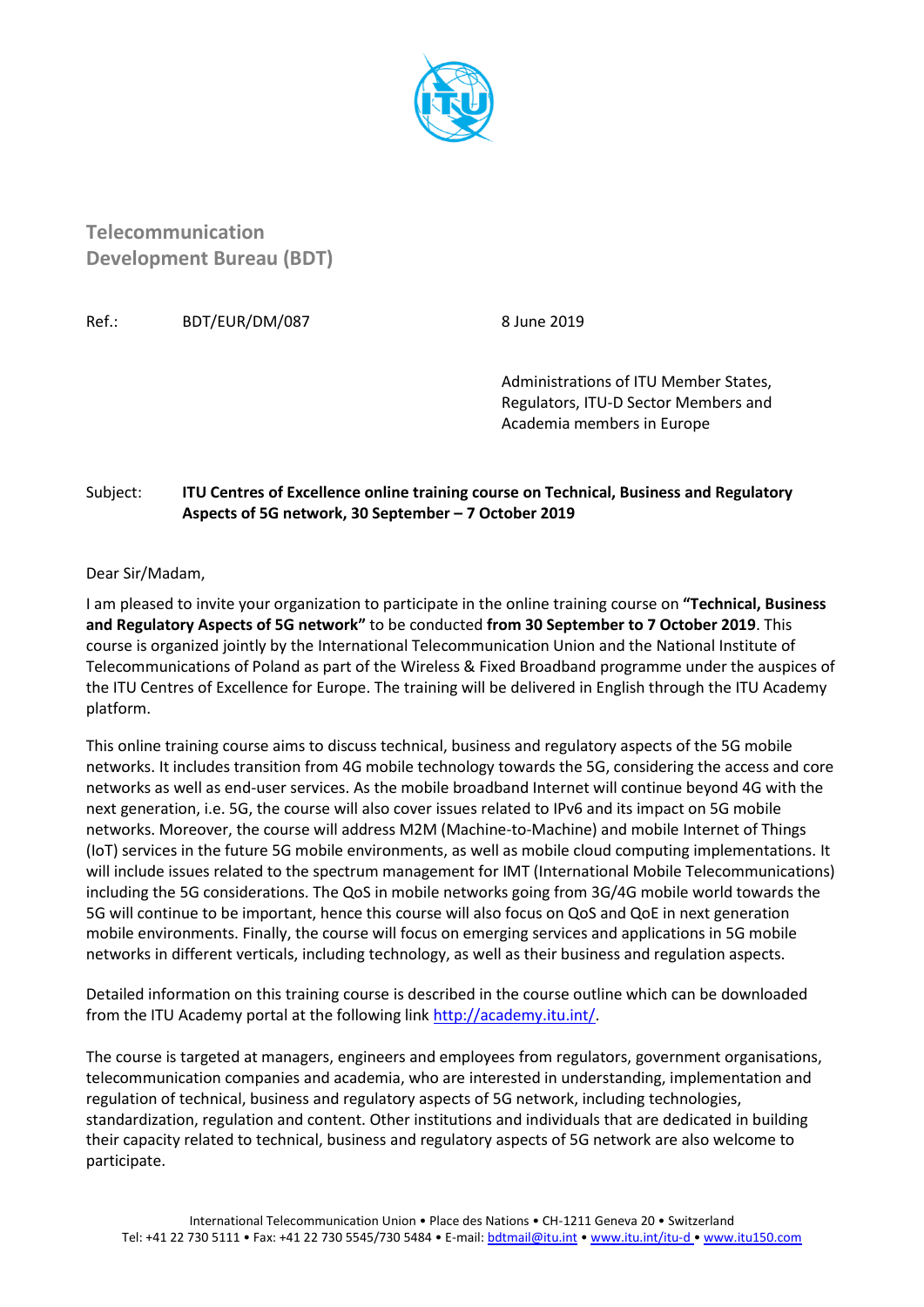**Telecommunication Development Bureau (BDT)**

Ref.: BDT/EUR/DM/087

8 June 2019

Administrations of ITU Member States, Regulators, ITU-D Sector Members and Academia members in Europe

Subject: **ITU Centres of Excellence online training course on Technical, Business and Regulatory Aspects of 5G network, 30 September – 7 October 2019**

Dear Sir/Madam,

I am pleased to invite your organization to participate in the online training course on **"Technical, Business and Regulatory Aspects of 5G network"** to be conducted **from 30 September to 7 October 2019**. This course is organized jointly by the International Telecommunication Union and the National Institute of Telecommunications of Poland as part of the Wireless & Fixed Broadband programme under the auspices of the ITU Centres of Excellence for Europe. The training will be delivered in English through the ITU Academy platform.

This online training course aims to discuss technical, business and regulatory aspects of the 5G mobile networks. It includes transition from 4G mobile technology towards the 5G, considering the access and core networks as well as end-user services. As the mobile broadband Internet will continue beyond 4G with the next generation, i.e. 5G, the course will also cover issues related to IPv6 and its impact on 5G mobile networks. Moreover, the course will address M2M (Machine-to-Machine) and mobile Internet of Things (IoT) services in the future 5G mobile environments, as well as mobile cloud computing implementations. It will include issues related to the spectrum management for IMT (International Mobile Telecommunications) including the 5G considerations. The QoS in mobile networks going from 3G/4G mobile world towards the 5G will continue to be important, hence this course will also focus on QoS and QoE in next generation mobile environments. Finally, the course will focus on emerging services and applications in 5G mobile networks in different verticals, including technology, as well as their business and regulation aspects.

Detailed information on this training course is described in the course outline which can be downloaded from the ITU Academy portal at the following link http://academy.itu.int/.

The course is targeted at managers, engineers and employees from regulators, government organisations, telecommunication companies and academia, who are interested in understanding, implementation and regulation of technical, business and regulatory aspects of 5G network, including technologies, standardization, regulation and content. Other institutions and individuals that are dedicated in building their capacity related to technical, business and regulatory aspects of 5G network are also welcome to participate.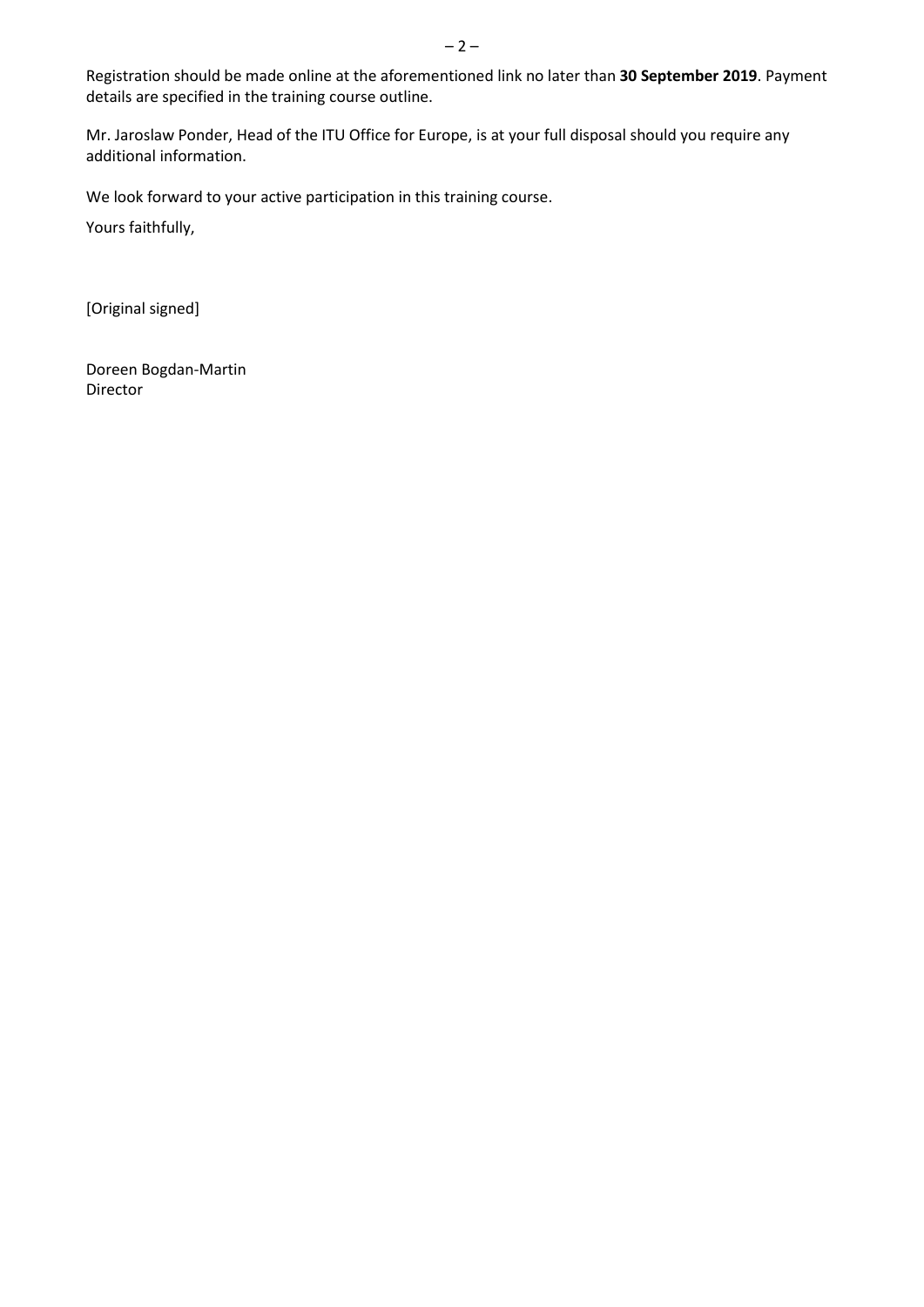Registration should be made online at the aforementioned link no later than **30 September 2019**. Payment details are specified in the training course outline.

Mr. Jaroslaw Ponder, Head of the ITU Office for Europe, is at your full disposal should you require any additional information.

We look forward to your active participation in this training course.

Yours faithfully,

[Original signed]

Doreen Bogdan-Martin
Director